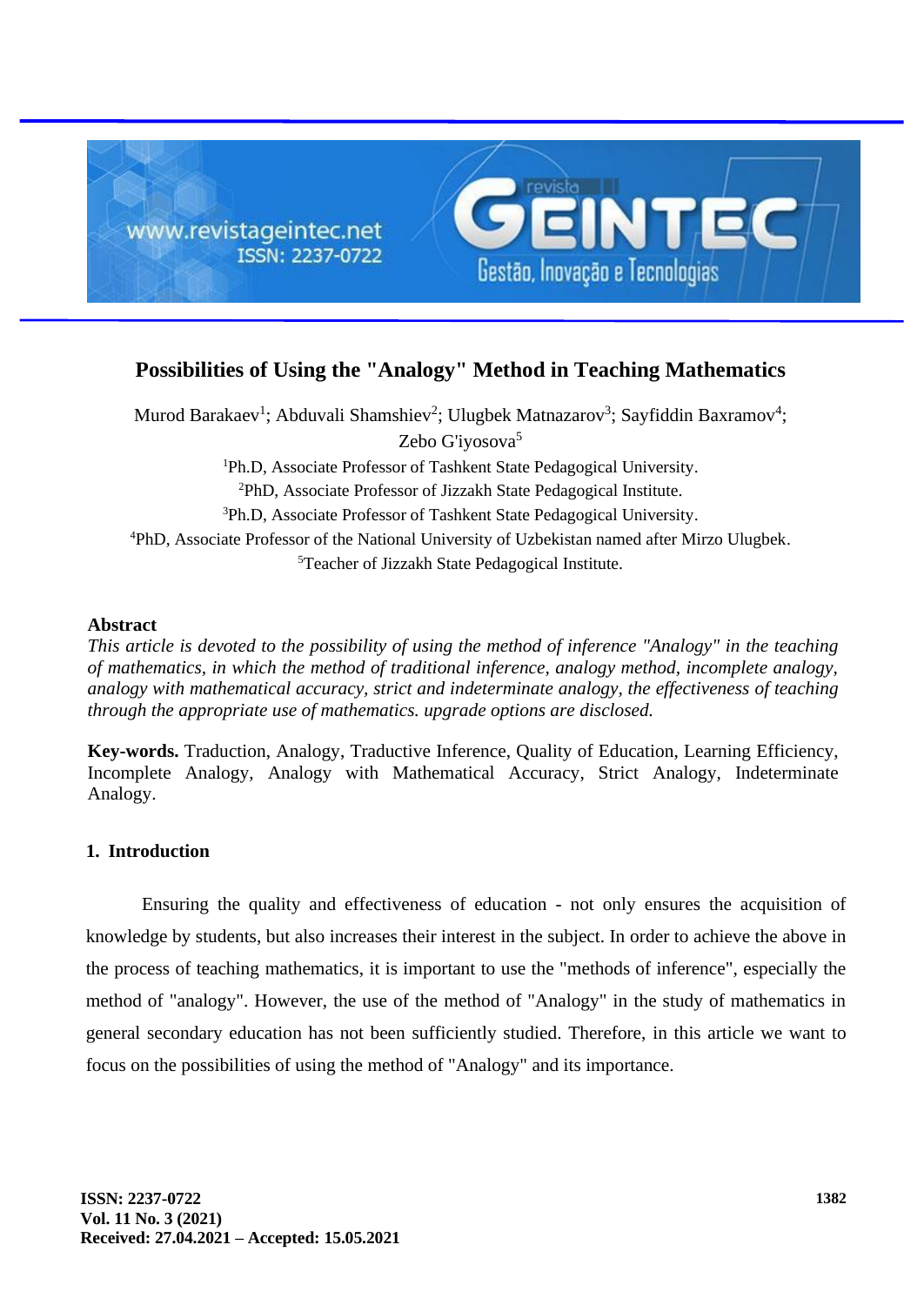# Possibilities of Using the "Analogy" Method in Teaching Mathematics

Murod Barakaev[1]; Abduvali Shamshiev[2]; Ulugbek Matnazarov[3]; Sayfiddin Baxramov[4]; Zebo G'iyosova[5]

[1]Ph.D, Associate Professor of Tashkent State Pedagogical University.
[2]PhD, Associate Professor of Jizzakh State Pedagogical Institute.
[3]Ph.D, Associate Professor of Tashkent State Pedagogical University.
[4]PhD, Associate Professor of the National University of Uzbekistan named after Mirzo Ulugbek.
[5]Teacher of Jizzakh State Pedagogical Institute.

## Abstract

*This article is devoted to the possibility of using the method of inference "Analogy" in the teaching of mathematics, in which the method of traditional inference, analogy method, incomplete analogy, analogy with mathematical accuracy, strict and indeterminate analogy, the effectiveness of teaching through the appropriate use of mathematics. upgrade options are disclosed.*

**Key-words.** Traduction, Analogy, Traductive Inference, Quality of Education, Learning Efficiency, Incomplete Analogy, Analogy with Mathematical Accuracy, Strict Analogy, Indeterminate Analogy.

## 1. Introduction

Ensuring the quality and effectiveness of education - not only ensures the acquisition of knowledge by students, but also increases their interest in the subject. In order to achieve the above in the process of teaching mathematics, it is important to use the "methods of inference", especially the method of "analogy". However, the use of the method of "Analogy" in the study of mathematics in general secondary education has not been sufficiently studied. Therefore, in this article we want to focus on the possibilities of using the method of "Analogy" and its importance.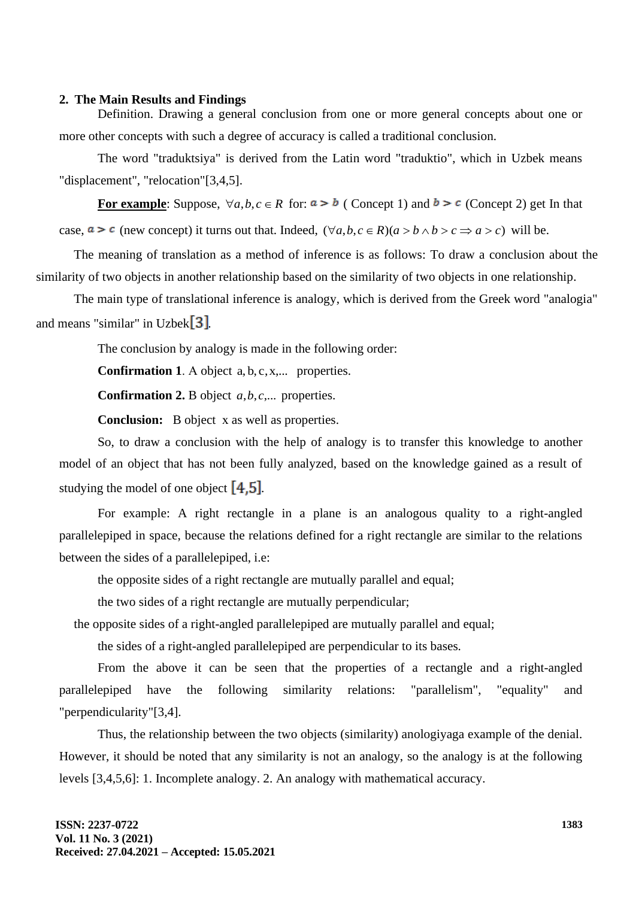## 2. The Main Results and Findings

Definition. Drawing a general conclusion from one or more general concepts about one or more other concepts with such a degree of accuracy is called a traditional conclusion.

The word "traduktsiya" is derived from the Latin word "traduktio", which in Uzbek means "displacement", "relocation"[3,4,5].

**For example**: Suppose, $\forall a,b,c \in R$ for: $a > b$ ( Concept 1) and $b > c$ (Concept 2) get In that case, $a > c$ (new concept) it turns out that. Indeed, $(\forall a,b,c \in R)(a > b \wedge b > c \Rightarrow a > c)$ will be.

The meaning of translation as a method of inference is as follows: To draw a conclusion about the similarity of two objects in another relationship based on the similarity of two objects in one relationship.

The main type of translational inference is analogy, which is derived from the Greek word "analogia" and means "similar" in Uzbek[3].

The conclusion by analogy is made in the following order:

**Confirmation 1**. A object a, b, c, x,... properties.

**Confirmation 2.** B object $a,b,c,...$ properties.

**Conclusion:** B object x as well as properties.

So, to draw a conclusion with the help of analogy is to transfer this knowledge to another model of an object that has not been fully analyzed, based on the knowledge gained as a result of studying the model of one object [4,5].

For example: A right rectangle in a plane is an analogous quality to a right-angled parallelepiped in space, because the relations defined for a right rectangle are similar to the relations between the sides of a parallelepiped, i.e:

the opposite sides of a right rectangle are mutually parallel and equal;

the two sides of a right rectangle are mutually perpendicular;

the opposite sides of a right-angled parallelepiped are mutually parallel and equal;

the sides of a right-angled parallelepiped are perpendicular to its bases.

From the above it can be seen that the properties of a rectangle and a right-angled parallelepiped have the following similarity relations: "parallelism", "equality" and "perpendicularity"[3,4].

Thus, the relationship between the two objects (similarity) anologiyaga example of the denial. However, it should be noted that any similarity is not an analogy, so the analogy is at the following levels [3,4,5,6]: 1. Incomplete analogy. 2. An analogy with mathematical accuracy.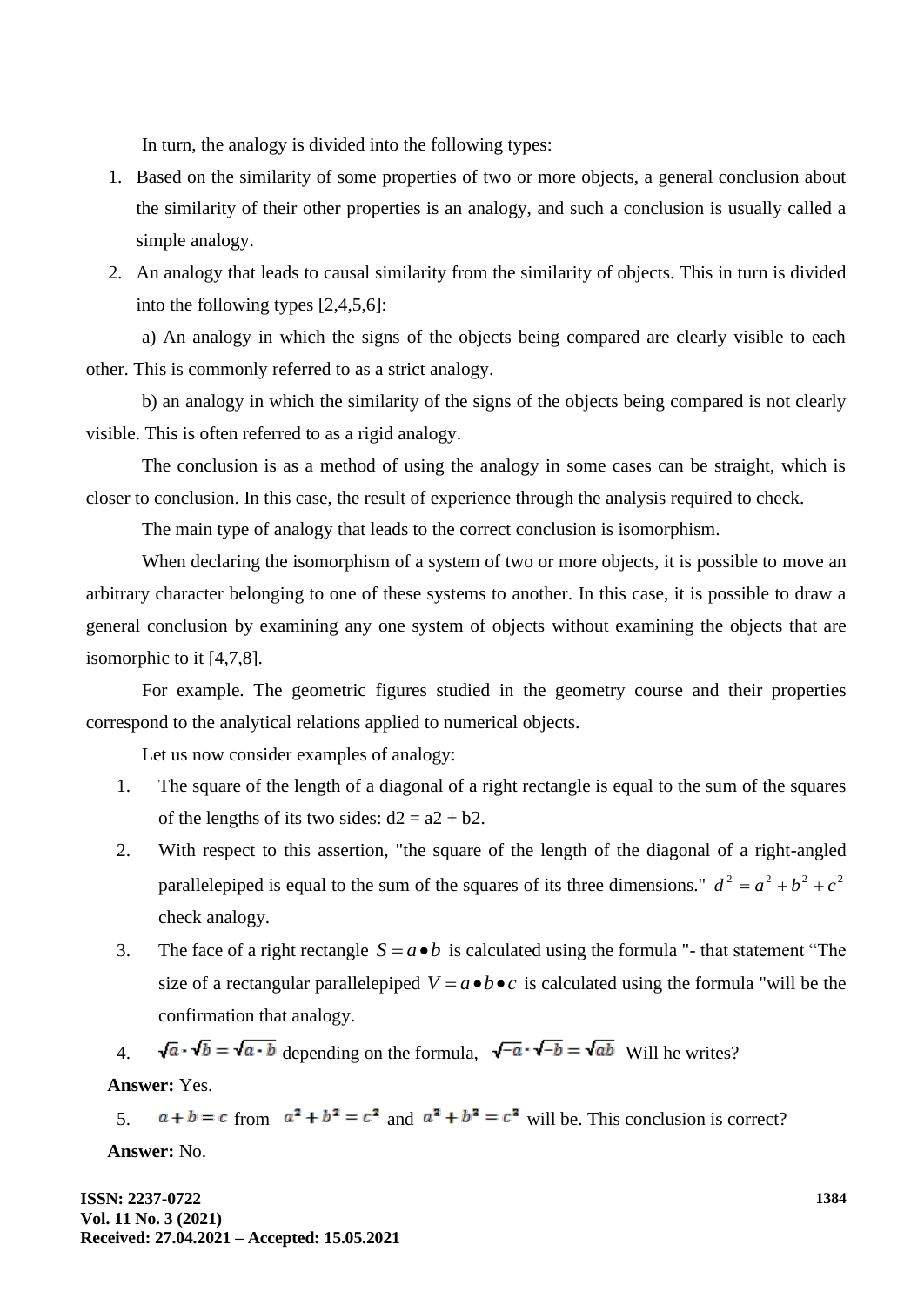In turn, the analogy is divided into the following types:

1. Based on the similarity of some properties of two or more objects, a general conclusion about the similarity of their other properties is an analogy, and such a conclusion is usually called a simple analogy.
2. An analogy that leads to causal similarity from the similarity of objects. This in turn is divided into the following types [2,4,5,6]:

a) An analogy in which the signs of the objects being compared are clearly visible to each other. This is commonly referred to as a strict analogy.

b) an analogy in which the similarity of the signs of the objects being compared is not clearly visible. This is often referred to as a rigid analogy.

The conclusion is as a method of using the analogy in some cases can be straight, which is closer to conclusion. In this case, the result of experience through the analysis required to check.

The main type of analogy that leads to the correct conclusion is isomorphism.

When declaring the isomorphism of a system of two or more objects, it is possible to move an arbitrary character belonging to one of these systems to another. In this case, it is possible to draw a general conclusion by examining any one system of objects without examining the objects that are isomorphic to it [4,7,8].

For example. The geometric figures studied in the geometry course and their properties correspond to the analytical relations applied to numerical objects.

Let us now consider examples of analogy:

1. The square of the length of a diagonal of a right rectangle is equal to the sum of the squares of the lengths of its two sides: d2 = a2 + b2.
2. With respect to this assertion, "the square of the length of the diagonal of a right-angled parallelepiped is equal to the sum of the squares of its three dimensions." $d^2 = a^2 + b^2 + c^2$ check analogy.
3. The face of a right rectangle $S = a \bullet b$ is calculated using the formula "- that statement “The size of a rectangular parallelepiped $V = a \bullet b \bullet c$ is calculated using the formula "will be the confirmation that analogy.
4. $\sqrt{a} \cdot \sqrt{b} = \sqrt{a \cdot b}$ depending on the formula, $\sqrt{-a} \cdot \sqrt{-b} = \sqrt{ab}$ Will he writes?

**Answer:** Yes.

5. $a + b = c$ from $a^2 + b^2 = c^2$ and $a^3 + b^3 = c^3$ will be. This conclusion is correct?

**Answer:** No.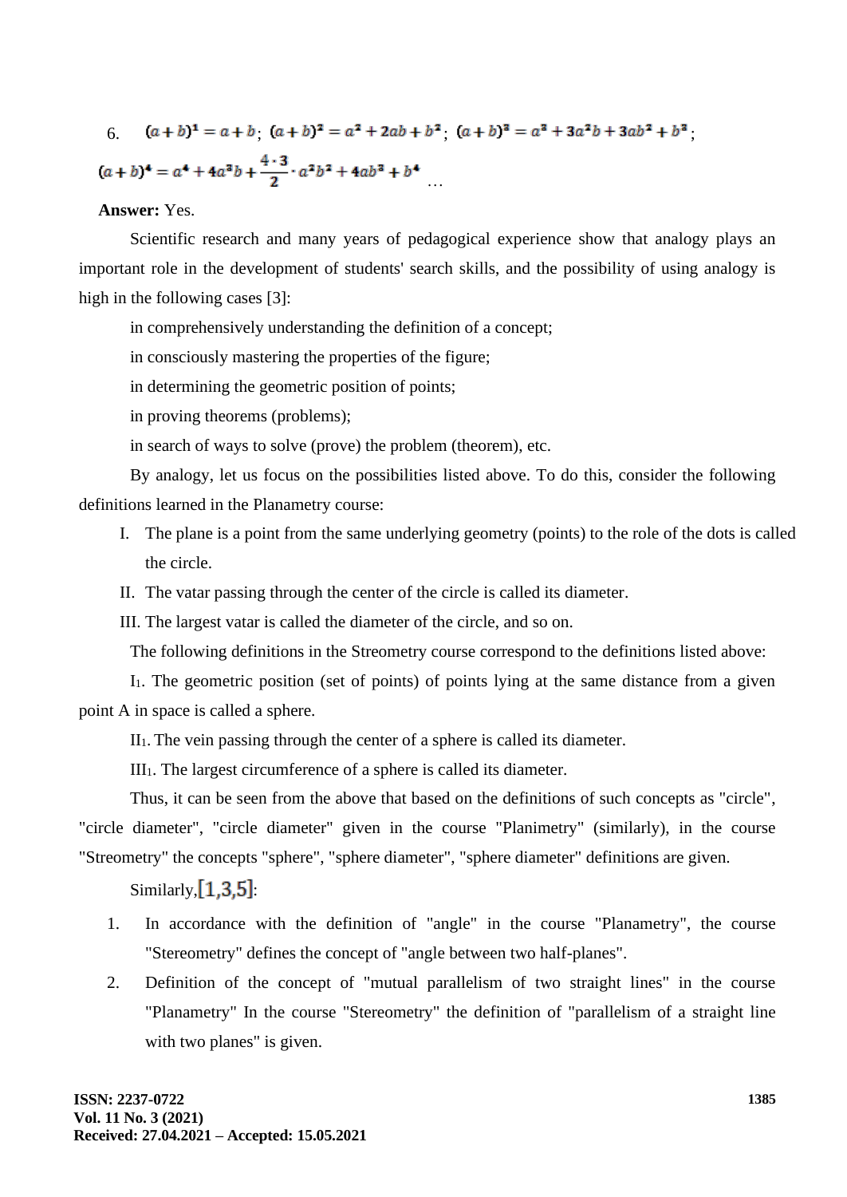6. $(a+b)^1 = a+b$; $(a+b)^2 = a^2+2ab+b^2$; $(a+b)^3 = a^3+3a^2b+3ab^2+b^3$; $(a+b)^4 = a^4+4a^3b+\frac{4\cdot 3}{2}\cdot a^2b^2+4ab^3+b^4$ …

**Answer:** Yes.

Scientific research and many years of pedagogical experience show that analogy plays an important role in the development of students' search skills, and the possibility of using analogy is high in the following cases [3]:

in comprehensively understanding the definition of a concept;

in consciously mastering the properties of the figure;

in determining the geometric position of points;

in proving theorems (problems);

in search of ways to solve (prove) the problem (theorem), etc.

By analogy, let us focus on the possibilities listed above. To do this, consider the following definitions learned in the Planametry course:

I. The plane is a point from the same underlying geometry (points) to the role of the dots is called the circle.

II. The vatar passing through the center of the circle is called its diameter.

III. The largest vatar is called the diameter of the circle, and so on.

The following definitions in the Streometry course correspond to the definitions listed above:

$I_1$. The geometric position (set of points) of points lying at the same distance from a given point A in space is called a sphere.

$II_1$. The vein passing through the center of a sphere is called its diameter.

$III_1$. The largest circumference of a sphere is called its diameter.

Thus, it can be seen from the above that based on the definitions of such concepts as "circle", "circle diameter", "circle diameter" given in the course "Planimetry" (similarly), in the course "Streometry" the concepts "sphere", "sphere diameter", "sphere diameter" definitions are given.

Similarly, [1,3,5]:

1. In accordance with the definition of "angle" in the course "Planametry", the course "Stereometry" defines the concept of "angle between two half-planes".
2. Definition of the concept of "mutual parallelism of two straight lines" in the course "Planametry" In the course "Stereometry" the definition of "parallelism of a straight line with two planes" is given.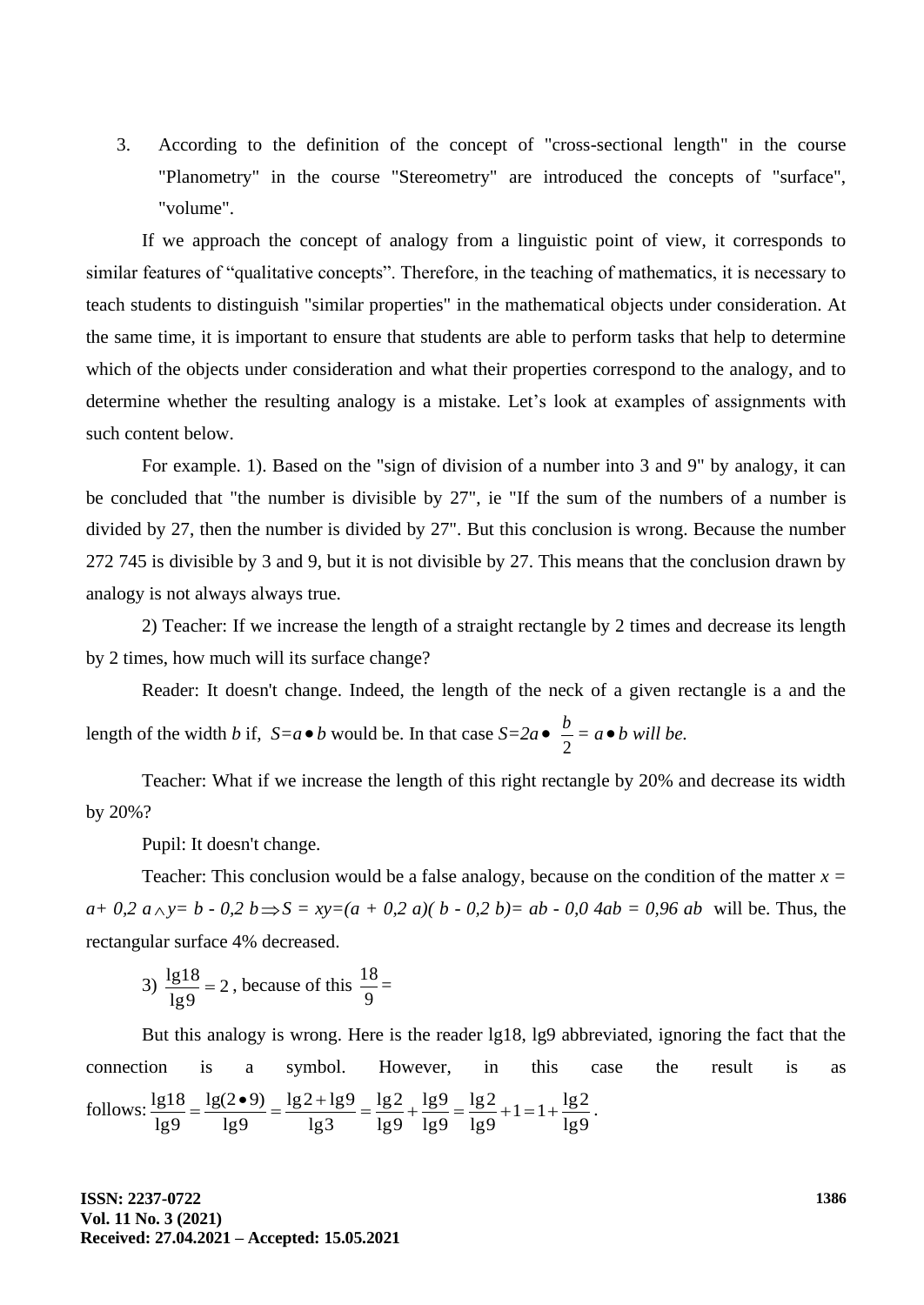3. According to the definition of the concept of "cross-sectional length" in the course "Planometry" in the course "Stereometry" are introduced the concepts of "surface", "volume".

If we approach the concept of analogy from a linguistic point of view, it corresponds to similar features of "qualitative concepts". Therefore, in the teaching of mathematics, it is necessary to teach students to distinguish "similar properties" in the mathematical objects under consideration. At the same time, it is important to ensure that students are able to perform tasks that help to determine which of the objects under consideration and what their properties correspond to the analogy, and to determine whether the resulting analogy is a mistake. Let's look at examples of assignments with such content below.

For example. 1). Based on the "sign of division of a number into 3 and 9" by analogy, it can be concluded that "the number is divisible by 27", ie "If the sum of the numbers of a number is divided by 27, then the number is divided by 27". But this conclusion is wrong. Because the number 272 745 is divisible by 3 and 9, but it is not divisible by 27. This means that the conclusion drawn by analogy is not always always true.

2) Teacher: If we increase the length of a straight rectangle by 2 times and decrease its length by 2 times, how much will its surface change?

Reader: It doesn't change. Indeed, the length of the neck of a given rectangle is a and the length of the width *b* if, $S=a\bullet b$ would be. In that case $S=2a\bullet \dfrac{b}{2}=a\bullet b$ *will be.*

Teacher: What if we increase the length of this right rectangle by 20% and decrease its width by 20%?

Pupil: It doesn't change.

Teacher: This conclusion would be a false analogy, because on the condition of the matter $x = a+ 0{,}2\, a \wedge y= b - 0{,}2\, b \Rightarrow S = xy=(a + 0{,}2\, a)( b - 0{,}2\, b)= ab - 0{,}0\,4ab = 0{,}96\, ab$ will be. Thus, the rectangular surface 4% decreased.

3) $\dfrac{\lg 18}{\lg 9}=2$, because of this $\dfrac{18}{9}=$

But this analogy is wrong. Here is the reader lg18, lg9 abbreviated, ignoring the fact that the connection is a symbol. However, in this case the result is as follows: $\dfrac{\lg 18}{\lg 9}=\dfrac{\lg(2\bullet 9)}{\lg 9}=\dfrac{\lg 2+\lg 9}{\lg 3}=\dfrac{\lg 2}{\lg 9}+\dfrac{\lg 9}{\lg 9}=\dfrac{\lg 2}{\lg 9}+1=1+\dfrac{\lg 2}{\lg 9}$.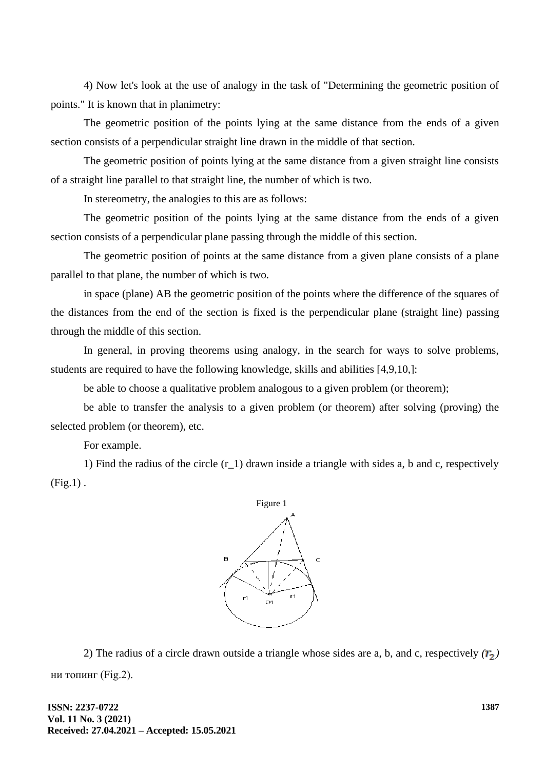4) Now let's look at the use of analogy in the task of "Determining the geometric position of points." It is known that in planimetry:

The geometric position of the points lying at the same distance from the ends of a given section consists of a perpendicular straight line drawn in the middle of that section.

The geometric position of points lying at the same distance from a given straight line consists of a straight line parallel to that straight line, the number of which is two.

In stereometry, the analogies to this are as follows:

The geometric position of the points lying at the same distance from the ends of a given section consists of a perpendicular plane passing through the middle of this section.

The geometric position of points at the same distance from a given plane consists of a plane parallel to that plane, the number of which is two.

in space (plane) AB the geometric position of the points where the difference of the squares of the distances from the end of the section is fixed is the perpendicular plane (straight line) passing through the middle of this section.

In general, in proving theorems using analogy, in the search for ways to solve problems, students are required to have the following knowledge, skills and abilities [4,9,10,]:

be able to choose a qualitative problem analogous to a given problem (or theorem);

be able to transfer the analysis to a given problem (or theorem) after solving (proving) the selected problem (or theorem), etc.

For example.

1) Find the radius of the circle ($r_1$) drawn inside a triangle with sides a, b and c, respectively (Fig.1) .

Figure 1

2) The radius of a circle drawn outside a triangle whose sides are a, b, and c, respectively *($r_2$)* ни топинг (Fig.2).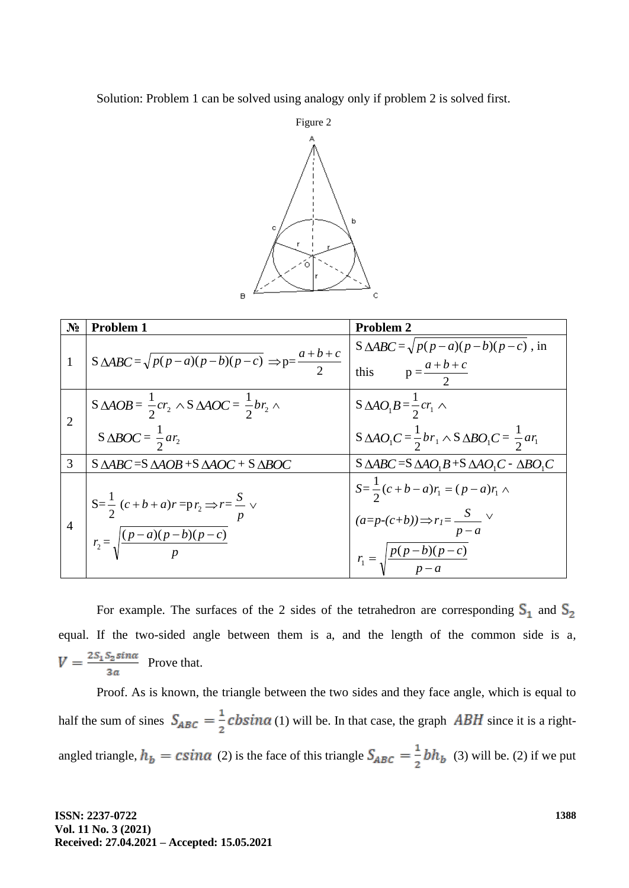Solution: Problem 1 can be solved using analogy only if problem 2 is solved first.

Figure 2

| № | Problem 1 | Problem 2 |
|---|---|---|
| 1 | S $\Delta ABC=\sqrt{p(p-a)(p-b)(p-c)} \Rightarrow$ p= $\dfrac{a+b+c}{2}$ | S $\Delta ABC=\sqrt{p(p-a)(p-b)(p-c)}$ , in this p = $\dfrac{a+b+c}{2}$ |
| 2 | S $\Delta AOB = \dfrac{1}{2}cr_2 \wedge$ S $\Delta AOC = \dfrac{1}{2}br_2 \wedge$ S $\Delta BOC = \dfrac{1}{2}ar_2$ | S $\Delta AO_1B = \dfrac{1}{2}cr_1 \wedge$ S $\Delta AO_1C = \dfrac{1}{2}br_1 \wedge$ S $\Delta BO_1C = \dfrac{1}{2}ar_1$ |
| 3 | S $\Delta ABC$ =S $\Delta AOB$ +S $\Delta AOC$ + S $\Delta BOC$ | S $\Delta ABC$ =S $\Delta AO_1B$ +S $\Delta AO_1C$ - $\Delta BO_1C$ |
| 4 | S= $\dfrac{1}{2}$ $(c+b+a)r$ =p$r_2 \Rightarrow r= \dfrac{S}{p} \vee$ $r_2 = \sqrt{\dfrac{(p-a)(p-b)(p-c)}{p}}$ | $S=\dfrac{1}{2}(c+b-a)r_1 = (p-a)r_1 \wedge$ $(a=p-(c+b)) \Rightarrow r_1 = \dfrac{S}{p-a} \vee$ $r_1 = \sqrt{\dfrac{p(p-b)(p-c)}{p-a}}$ |

For example. The surfaces of the 2 sides of the tetrahedron are corresponding $S_1$ and $S_2$ equal. If the two-sided angle between them is a, and the length of the common side is a, $V = \frac{2S_1S_2 sin\alpha}{3a}$ Prove that.

Proof. As is known, the triangle between the two sides and they face angle, which is equal to half the sum of sines $S_{ABC} = \frac{1}{2}cbsin\alpha$ (1) will be. In that case, the graph $ABH$ since it is a right-angled triangle, $h_b = csin\alpha$ (2) is the face of this triangle $S_{ABC} = \frac{1}{2}bh_b$ (3) will be. (2) if we put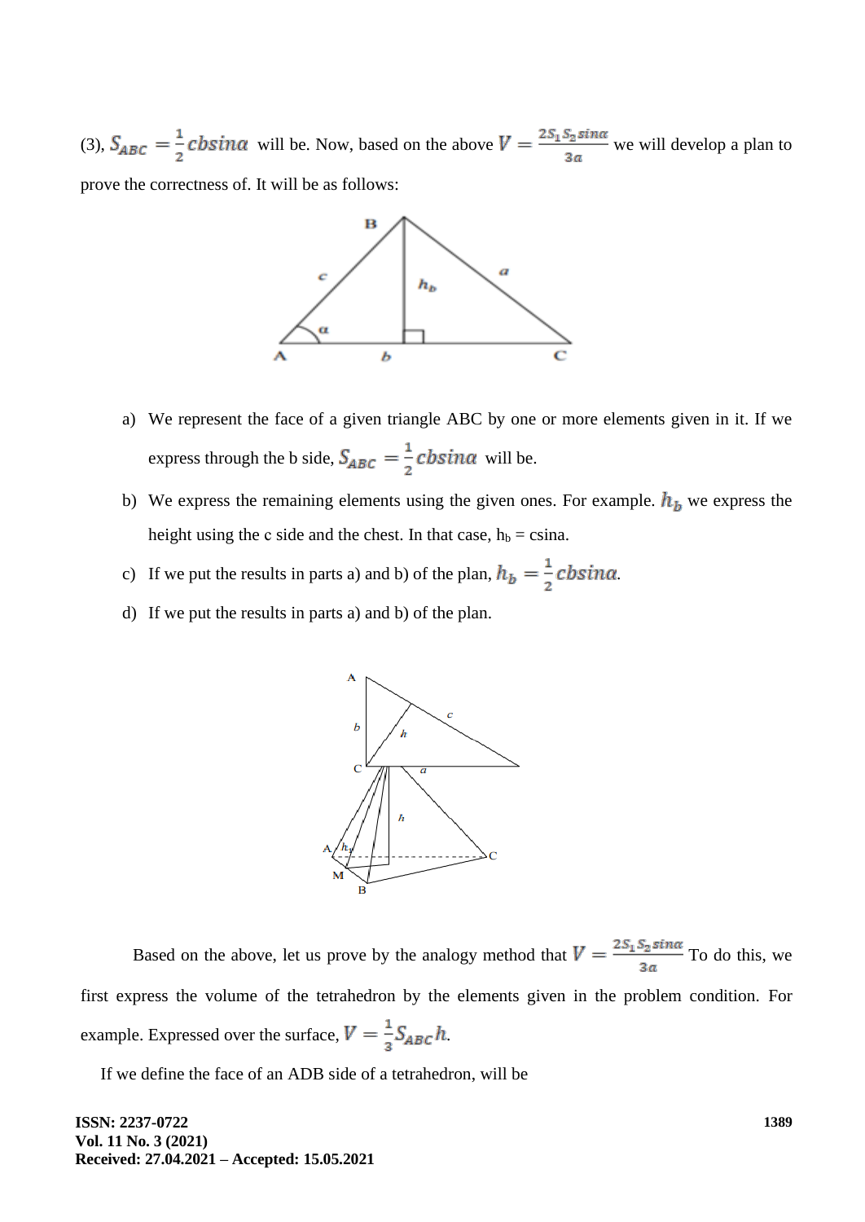(3), $S_{ABC} = \frac{1}{2} cbsin\alpha$ will be. Now, based on the above $V = \frac{2S_1 S_2 sin\alpha}{3a}$ we will develop a plan to prove the correctness of. It will be as follows:

a) We represent the face of a given triangle ABC by one or more elements given in it. If we express through the b side, $S_{ABC} = \frac{1}{2} cbsin\alpha$ will be.

b) We express the remaining elements using the given ones. For example. $h_b$ we express the height using the c side and the chest. In that case, $h_b = csin\alpha$.

c) If we put the results in parts a) and b) of the plan, $h_b = \frac{1}{2} cbsin\alpha$.

d) If we put the results in parts a) and b) of the plan.

Based on the above, let us prove by the analogy method that $V = \frac{2S_1 S_2 sin\alpha}{3a}$ To do this, we first express the volume of the tetrahedron by the elements given in the problem condition. For example. Expressed over the surface, $V = \frac{1}{3} S_{ABC} h$.

If we define the face of an ADB side of a tetrahedron, will be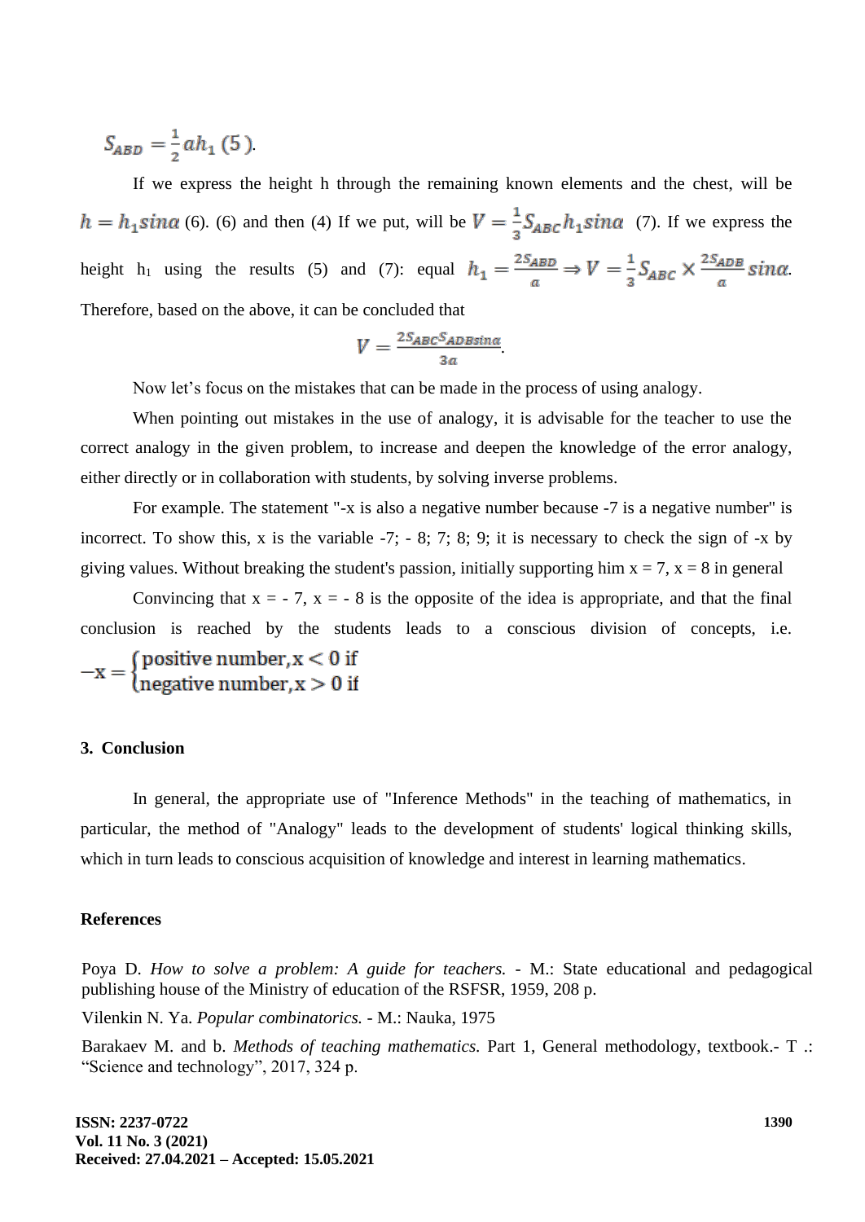$S_{ABD} = \frac{1}{2}ah_1$ (5).

If we express the height h through the remaining known elements and the chest, will be $h = h_1 sin\alpha$ (6). (6) and then (4) If we put, will be $V = \frac{1}{3}S_{ABC}h_1 sin\alpha$ (7). If we express the height $h_1$ using the results (5) and (7): equal $h_1 = \frac{2S_{ABD}}{a} \Rightarrow V = \frac{1}{3}S_{ABC} \times \frac{2S_{ADB}}{a} sin\alpha$. Therefore, based on the above, it can be concluded that

$$V = \frac{2S_{ABC}S_{ADB}sin\alpha}{3a}.$$

Now let's focus on the mistakes that can be made in the process of using analogy.

When pointing out mistakes in the use of analogy, it is advisable for the teacher to use the correct analogy in the given problem, to increase and deepen the knowledge of the error analogy, either directly or in collaboration with students, by solving inverse problems.

For example. The statement "-x is also a negative number because -7 is a negative number" is incorrect. To show this, x is the variable -7; - 8; 7; 8; 9; it is necessary to check the sign of -x by giving values. Without breaking the student's passion, initially supporting him x = 7, x = 8 in general

Convincing that x = - 7, x = - 8 is the opposite of the idea is appropriate, and that the final conclusion is reached by the students leads to a conscious division of concepts, i.e.

$$-x = \begin{cases} \text{positive number}, x < 0 \text{ if} \\ \text{negative number}, x > 0 \text{ if} \end{cases}$$

## 3. Conclusion

In general, the appropriate use of "Inference Methods" in the teaching of mathematics, in particular, the method of "Analogy" leads to the development of students' logical thinking skills, which in turn leads to conscious acquisition of knowledge and interest in learning mathematics.

## References

Poya D. *How to solve a problem: A guide for teachers.* - M.: State educational and pedagogical publishing house of the Ministry of education of the RSFSR, 1959, 208 p.

Vilenkin N. Ya. *Popular combinatorics.* - M.: Nauka, 1975

Barakaev M. and b. *Methods of teaching mathematics.* Part 1, General methodology, textbook.- T .: "Science and technology", 2017, 324 p.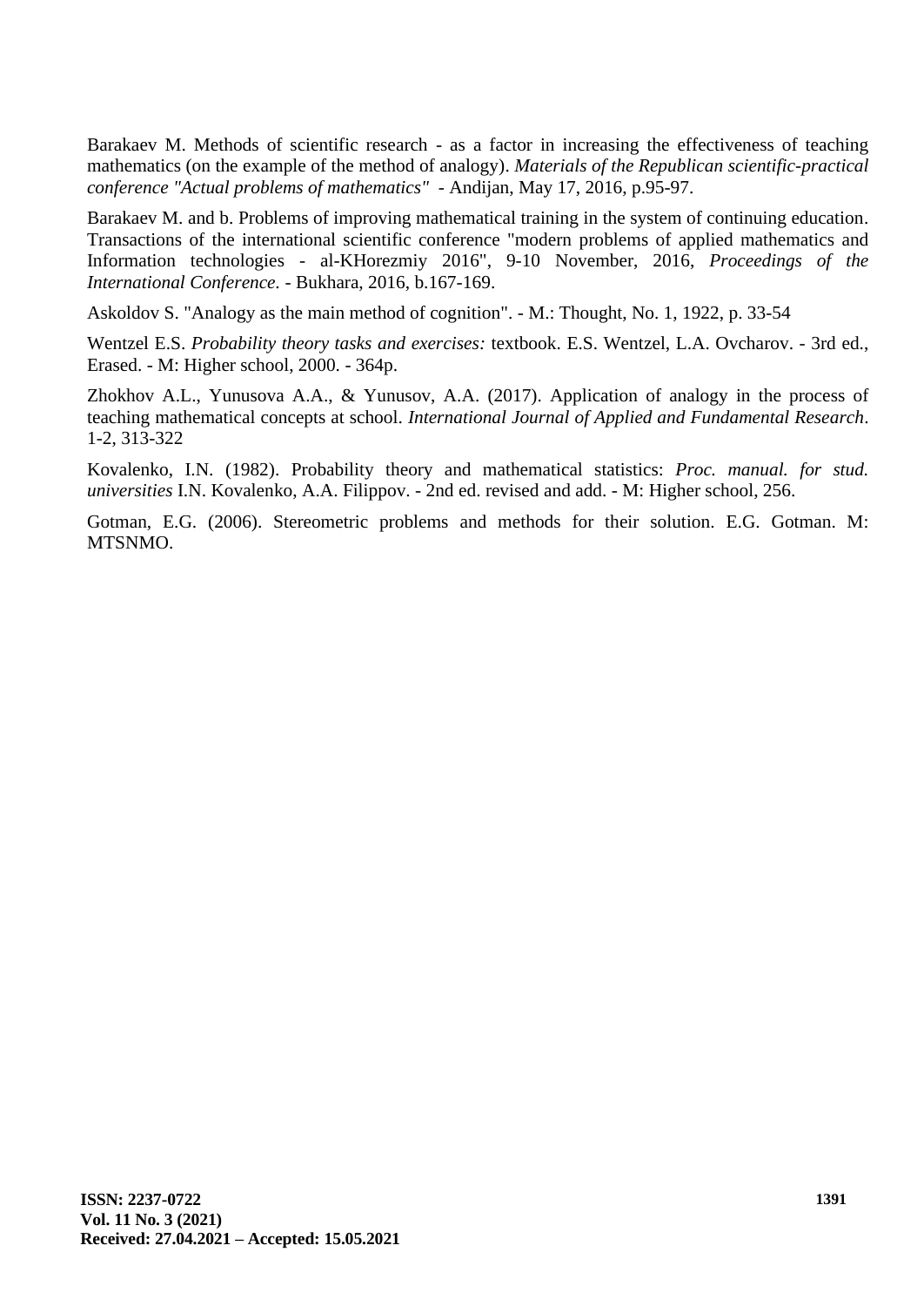Barakaev M. Methods of scientific research - as a factor in increasing the effectiveness of teaching mathematics (on the example of the method of analogy). *Materials of the Republican scientific-practical conference "Actual problems of mathematics"* - Andijan, May 17, 2016, p.95-97.

Barakaev M. and b. Problems of improving mathematical training in the system of continuing education. Transactions of the international scientific conference "modern problems of applied mathematics and Information technologies - al-KHorezmiy 2016", 9-10 November, 2016, *Proceedings of the International Conference*. - Bukhara, 2016, b.167-169.

Askoldov S. "Analogy as the main method of cognition". - M.: Thought, No. 1, 1922, p. 33-54

Wentzel E.S. *Probability theory tasks and exercises:* textbook. E.S. Wentzel, L.A. Ovcharov. - 3rd ed., Erased. - M: Higher school, 2000. - 364p.

Zhokhov A.L., Yunusova A.A., & Yunusov, A.A. (2017). Application of analogy in the process of teaching mathematical concepts at school. *International Journal of Applied and Fundamental Research*. 1-2, 313-322

Kovalenko, I.N. (1982). Probability theory and mathematical statistics: *Proc. manual. for stud. universities* I.N. Kovalenko, A.A. Filippov. - 2nd ed. revised and add. - M: Higher school, 256.

Gotman, E.G. (2006). Stereometric problems and methods for their solution. E.G. Gotman. M: MTSNMO.